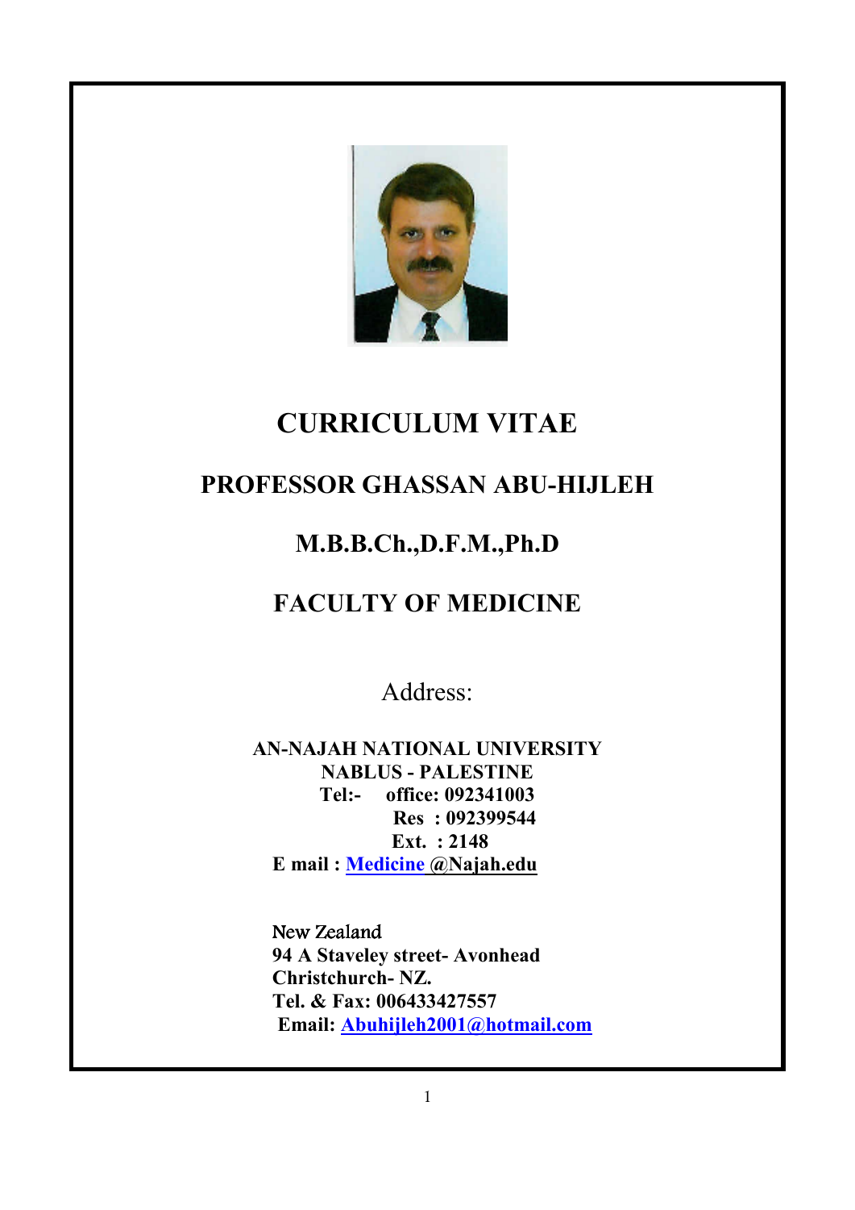# CURRICULUM VITAE

## PROFESSOR GHASSAN ABU-HIJLEH

## M.B.B.Ch.,D.F.M.,Ph.D

## FACULTY OF MEDICINE

Address:

**AN-NAJAH NATIONAL UNIVERSITY**
**NABLUS - PALESTINE**
**Tel:- office: 092341003**
**Res : 092399544**
**Ext. : 2148**
**E mail : Medicine @Najah.edu**

New Zealand
**94 A Staveley street- Avonhead**
**Christchurch- NZ.**
**Tel. & Fax: 006433427557**
**Email: Abuhijleh2001@hotmail.com**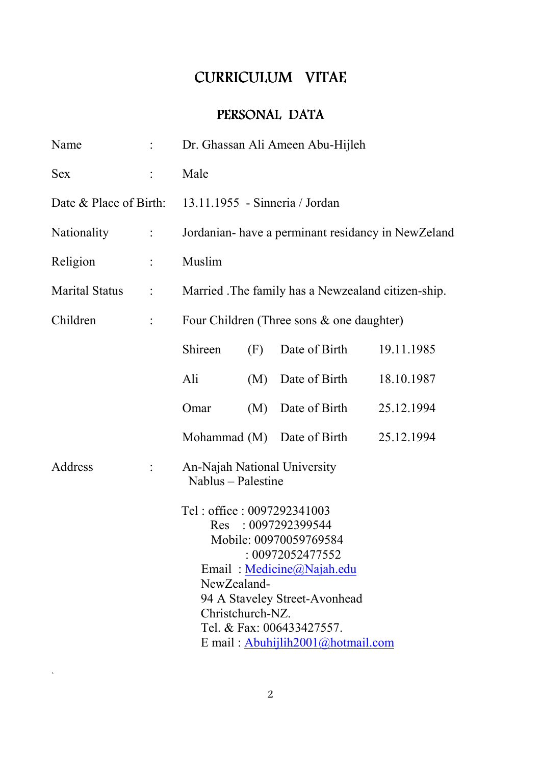# CURRICULUM VITAE

## PERSONAL DATA

| | | |
|---|---|---|
| Name | : | Dr. Ghassan Ali Ameen Abu-Hijleh |
| Sex | : | Male |
| Date & Place of Birth: | | 13.11.1955 - Sinneria / Jordan |
| Nationality | : | Jordanian- have a perminant residancy in NewZeland |
| Religion | : | Muslim |
| Marital Status | : | Married .The family has a Newzealand citizen-ship. |
| Children | : | Four Children (Three sons & one daughter) |

| | | | |
|---|---|---|---|
| Shireen | (F) | Date of Birth | 19.11.1985 |
| Ali | (M) | Date of Birth | 18.10.1987 |
| Omar | (M) | Date of Birth | 25.12.1994 |
| Mohammad | (M) | Date of Birth | 25.12.1994 |

Address :

An-Najah National University
Nablus – Palestine

Tel : office : 0097292341003
Res : 0097292399544
Mobile: 00970059769584
: 00972052477552
Email : Medicine@Najah.edu

NewZealand-
94 A Staveley Street-Avonhead
Christchurch-NZ.
Tel. & Fax: 006433427557.
E mail : Abuhijlih2001@hotmail.com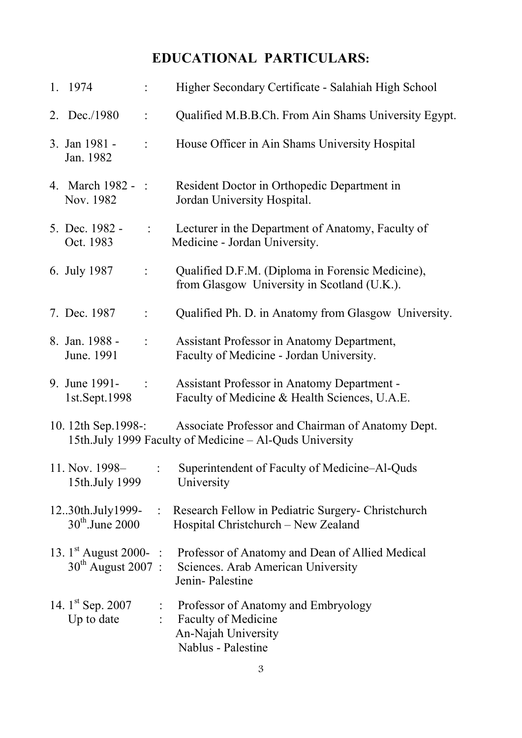## EDUCATIONAL PARTICULARS:

1. 1974 : Higher Secondary Certificate - Salahiah High School
2. Dec./1980 : Qualified M.B.B.Ch. From Ain Shams University Egypt.
3. Jan 1981 - Jan. 1982 : House Officer in Ain Shams University Hospital
4. March 1982 - Nov. 1982 : Resident Doctor in Orthopedic Department in Jordan University Hospital.
5. Dec. 1982 - Oct. 1983 : Lecturer in the Department of Anatomy, Faculty of Medicine - Jordan University.
6. July 1987 : Qualified D.F.M. (Diploma in Forensic Medicine), from Glasgow University in Scotland (U.K.).
7. Dec. 1987 : Qualified Ph. D. in Anatomy from Glasgow University.
8. Jan. 1988 - June. 1991 : Assistant Professor in Anatomy Department, Faculty of Medicine - Jordan University.
9. June 1991- 1st.Sept.1998 : Assistant Professor in Anatomy Department - Faculty of Medicine & Health Sciences, U.A.E.
10. 12th Sep.1998-: 15th.July 1999 Associate Professor and Chairman of Anatomy Dept. Faculty of Medicine – Al-Quds University
11. Nov. 1998– 15th.July 1999 : Superintendent of Faculty of Medicine–Al-Quds University
12. 30th.July1999- 30th.June 2000 : Research Fellow in Pediatric Surgery- Christchurch Hospital Christchurch – New Zealand
13. 1st August 2000- : 30th August 2007 : Professor of Anatomy and Dean of Allied Medical Sciences. Arab American University Jenin- Palestine
14. 1st Sep. 2007 : Up to date : Professor of Anatomy and Embryology Faculty of Medicine An-Najah University Nablus - Palestine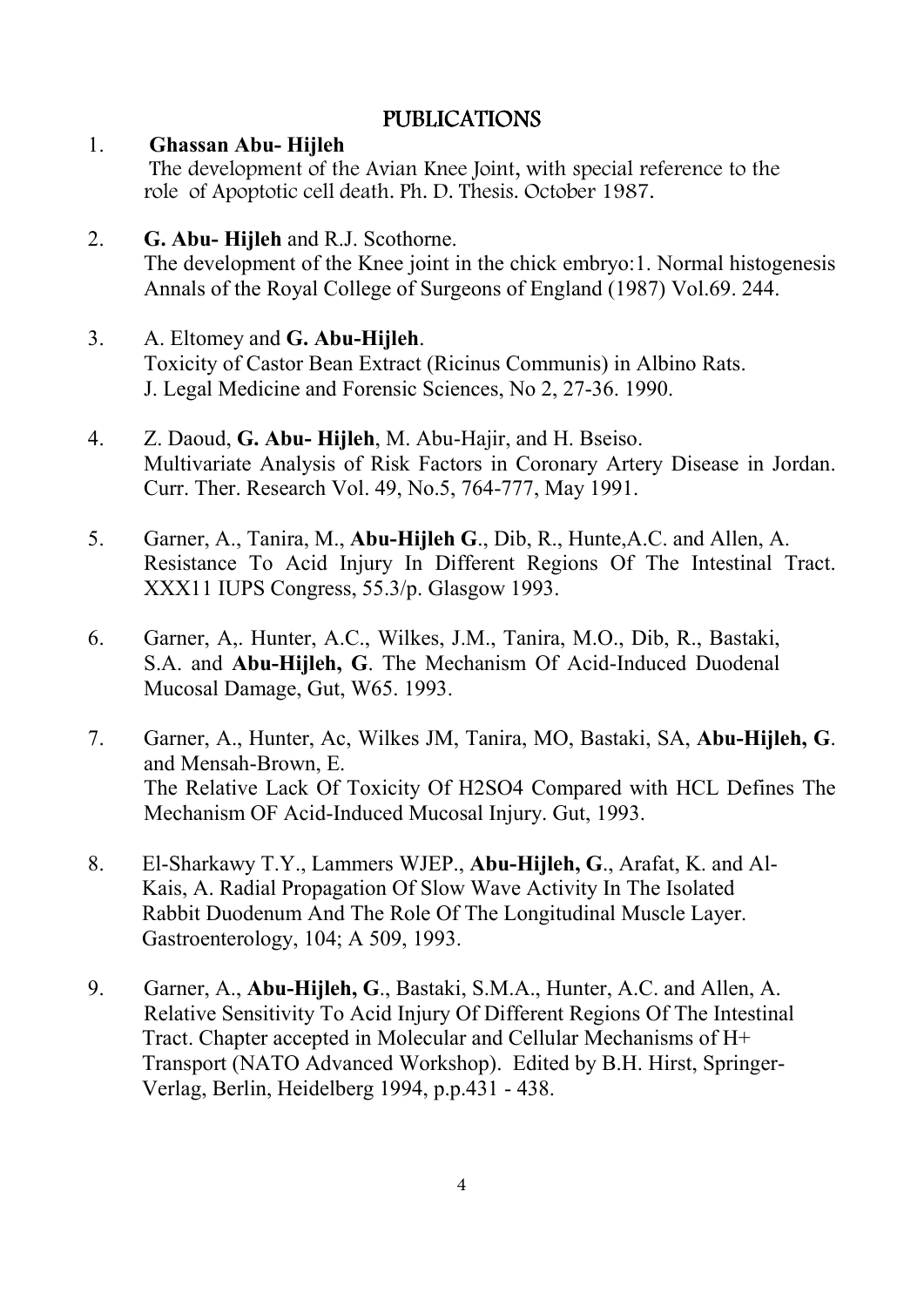# PUBLICATIONS

1. **Ghassan Abu- Hijleh**
   The development of the Avian Knee Joint, with special reference to the role of Apoptotic cell death. Ph. D. Thesis. October 1987.

2. **G. Abu- Hijleh** and R.J. Scothorne.
   The development of the Knee joint in the chick embryo:1. Normal histogenesis Annals of the Royal College of Surgeons of England (1987) Vol.69. 244.

3. A. Eltomey and **G. Abu-Hijleh**.
   Toxicity of Castor Bean Extract (Ricinus Communis) in Albino Rats. J. Legal Medicine and Forensic Sciences, No 2, 27-36. 1990.

4. Z. Daoud, **G. Abu- Hijleh**, M. Abu-Hajir, and H. Bseiso.
   Multivariate Analysis of Risk Factors in Coronary Artery Disease in Jordan. Curr. Ther. Research Vol. 49, No.5, 764-777, May 1991.

5. Garner, A., Tanira, M., **Abu-Hijleh G**., Dib, R., Hunte,A.C. and Allen, A. Resistance To Acid Injury In Different Regions Of The Intestinal Tract. XXX11 IUPS Congress, 55.3/p. Glasgow 1993.

6. Garner, A,. Hunter, A.C., Wilkes, J.M., Tanira, M.O., Dib, R., Bastaki, S.A. and **Abu-Hijleh, G**. The Mechanism Of Acid-Induced Duodenal Mucosal Damage, Gut, W65. 1993.

7. Garner, A., Hunter, Ac, Wilkes JM, Tanira, MO, Bastaki, SA, **Abu-Hijleh, G**. and Mensah-Brown, E.
   The Relative Lack Of Toxicity Of H2SO4 Compared with HCL Defines The Mechanism OF Acid-Induced Mucosal Injury. Gut, 1993.

8. El-Sharkawy T.Y., Lammers WJEP., **Abu-Hijleh, G**., Arafat, K. and Al-Kais, A. Radial Propagation Of Slow Wave Activity In The Isolated Rabbit Duodenum And The Role Of The Longitudinal Muscle Layer. Gastroenterology, 104; A 509, 1993.

9. Garner, A., **Abu-Hijleh, G**., Bastaki, S.M.A., Hunter, A.C. and Allen, A. Relative Sensitivity To Acid Injury Of Different Regions Of The Intestinal Tract. Chapter accepted in Molecular and Cellular Mechanisms of H+ Transport (NATO Advanced Workshop). Edited by B.H. Hirst, Springer-Verlag, Berlin, Heidelberg 1994, p.p.431 - 438.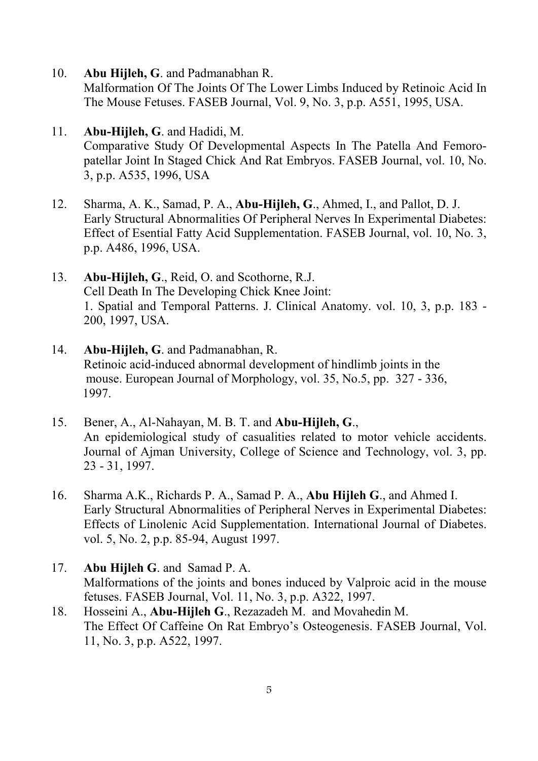10. **Abu Hijleh, G**. and Padmanabhan R.
    Malformation Of The Joints Of The Lower Limbs Induced by Retinoic Acid In The Mouse Fetuses. FASEB Journal, Vol. 9, No. 3, p.p. A551, 1995, USA.

11. **Abu-Hijleh, G**. and Hadidi, M.
    Comparative Study Of Developmental Aspects In The Patella And Femoro-patellar Joint In Staged Chick And Rat Embryos. FASEB Journal, vol. 10, No. 3, p.p. A535, 1996, USA

12. Sharma, A. K., Samad, P. A., **Abu-Hijleh, G**., Ahmed, I., and Pallot, D. J.
    Early Structural Abnormalities Of Peripheral Nerves In Experimental Diabetes: Effect of Esential Fatty Acid Supplementation. FASEB Journal, vol. 10, No. 3, p.p. A486, 1996, USA.

13. **Abu-Hijleh, G**., Reid, O. and Scothorne, R.J.
    Cell Death In The Developing Chick Knee Joint:
    1. Spatial and Temporal Patterns. J. Clinical Anatomy. vol. 10, 3, p.p. 183 - 200, 1997, USA.

14. **Abu-Hijleh, G**. and Padmanabhan, R.
    Retinoic acid-induced abnormal development of hindlimb joints in the mouse. European Journal of Morphology, vol. 35, No.5, pp. 327 - 336, 1997.

15. Bener, A., Al-Nahayan, M. B. T. and **Abu-Hijleh, G**.,
    An epidemiological study of casualities related to motor vehicle accidents. Journal of Ajman University, College of Science and Technology, vol. 3, pp. 23 - 31, 1997.

16. Sharma A.K., Richards P. A., Samad P. A., **Abu Hijleh G**., and Ahmed I.
    Early Structural Abnormalities of Peripheral Nerves in Experimental Diabetes: Effects of Linolenic Acid Supplementation. International Journal of Diabetes. vol. 5, No. 2, p.p. 85-94, August 1997.

17. **Abu Hijleh G**. and Samad P. A.
    Malformations of the joints and bones induced by Valproic acid in the mouse fetuses. FASEB Journal, Vol. 11, No. 3, p.p. A322, 1997.

18. Hosseini A., **Abu-Hijleh G**., Rezazadeh M. and Movahedin M.
    The Effect Of Caffeine On Rat Embryo's Osteogenesis. FASEB Journal, Vol. 11, No. 3, p.p. A522, 1997.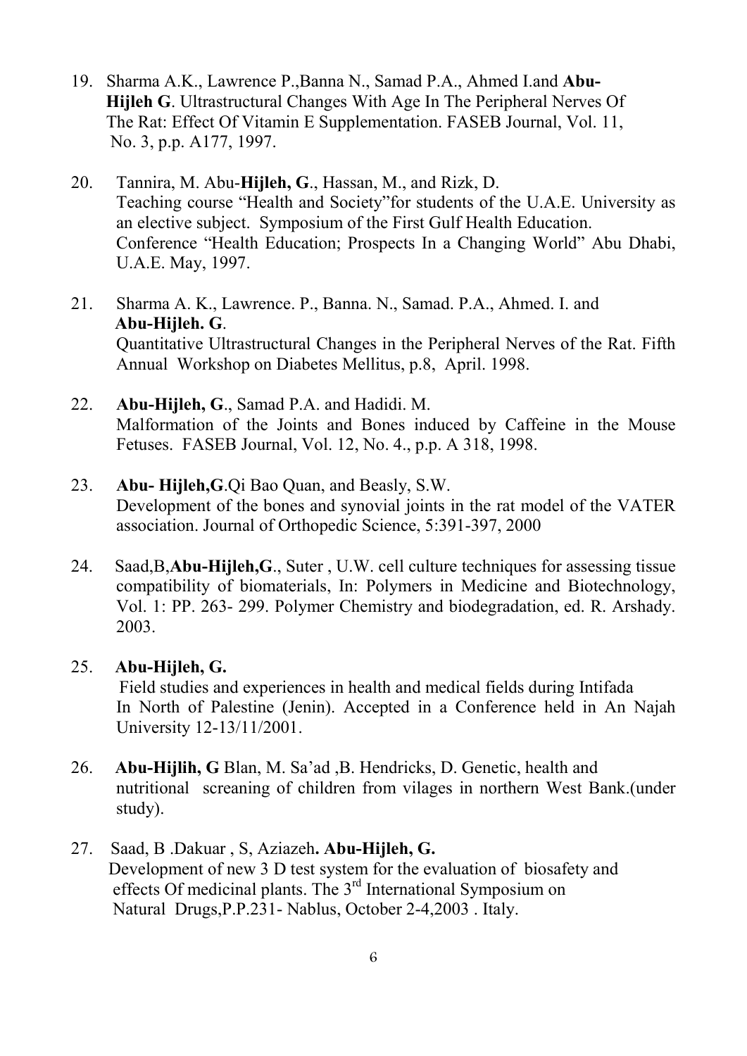19. Sharma A.K., Lawrence P.,Banna N., Samad P.A., Ahmed I.and **Abu-Hijleh G**. Ultrastructural Changes With Age In The Peripheral Nerves Of The Rat: Effect Of Vitamin E Supplementation. FASEB Journal, Vol. 11, No. 3, p.p. A177, 1997.

20. Tannira, M. Abu-**Hijleh, G**., Hassan, M., and Rizk, D. Teaching course "Health and Society"for students of the U.A.E. University as an elective subject. Symposium of the First Gulf Health Education. Conference "Health Education; Prospects In a Changing World" Abu Dhabi, U.A.E. May, 1997.

21. Sharma A. K., Lawrence. P., Banna. N., Samad. P.A., Ahmed. I. and **Abu-Hijleh. G**. Quantitative Ultrastructural Changes in the Peripheral Nerves of the Rat. Fifth Annual Workshop on Diabetes Mellitus, p.8, April. 1998.

22. **Abu-Hijleh, G**., Samad P.A. and Hadidi. M. Malformation of the Joints and Bones induced by Caffeine in the Mouse Fetuses. FASEB Journal, Vol. 12, No. 4., p.p. A 318, 1998.

23. **Abu- Hijleh,G**.Qi Bao Quan, and Beasly, S.W. Development of the bones and synovial joints in the rat model of the VATER association. Journal of Orthopedic Science, 5:391-397, 2000

24. Saad,B,**Abu-Hijleh,G**., Suter , U.W. cell culture techniques for assessing tissue compatibility of biomaterials, In: Polymers in Medicine and Biotechnology, Vol. 1: PP. 263- 299. Polymer Chemistry and biodegradation, ed. R. Arshady. 2003.

25. **Abu-Hijleh, G.** Field studies and experiences in health and medical fields during Intifada In North of Palestine (Jenin). Accepted in a Conference held in An Najah University 12-13/11/2001.

26. **Abu-Hijlih, G** Blan, M. Sa'ad ,B. Hendricks, D. Genetic, health and nutritional screaning of children from vilages in northern West Bank.(under study).

27. Saad, B .Dakuar , S, Aziazeh**. Abu-Hijleh, G.** Development of new 3 D test system for the evaluation of biosafety and effects Of medicinal plants. The 3rd International Symposium on Natural Drugs,P.P.231- Nablus, October 2-4,2003 . Italy.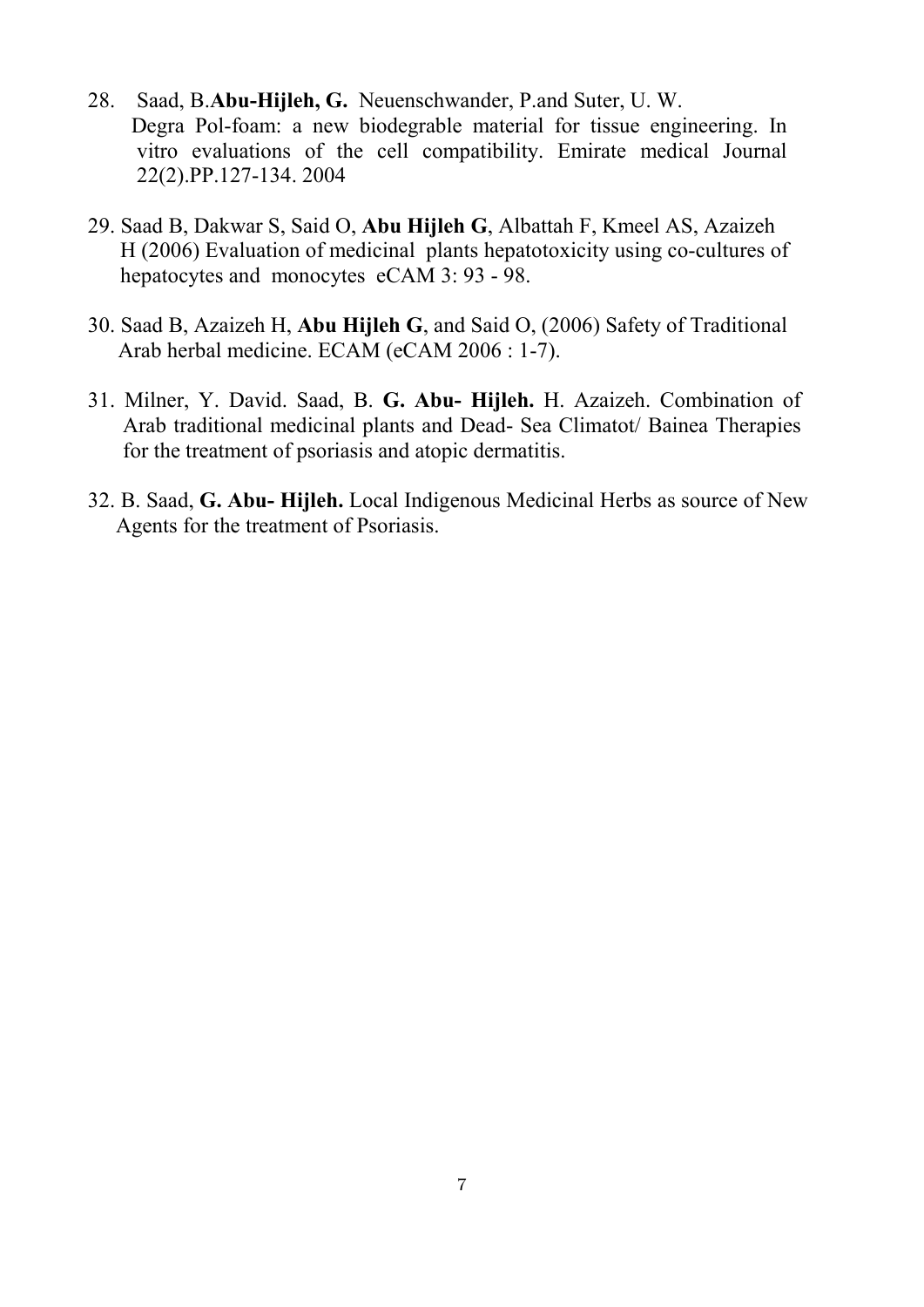28. Saad, B.**Abu-Hijleh, G.** Neuenschwander, P.and Suter, U. W. Degra Pol-foam: a new biodegrable material for tissue engineering. In vitro evaluations of the cell compatibility. Emirate medical Journal 22(2).PP.127-134. 2004

29. Saad B, Dakwar S, Said O, **Abu Hijleh G**, Albattah F, Kmeel AS, Azaizeh H (2006) Evaluation of medicinal plants hepatotoxicity using co-cultures of hepatocytes and monocytes eCAM 3: 93 - 98.

30. Saad B, Azaizeh H, **Abu Hijleh G**, and Said O, (2006) Safety of Traditional Arab herbal medicine. ECAM (eCAM 2006 : 1-7).

31. Milner, Y. David. Saad, B. **G. Abu- Hijleh.** H. Azaizeh. Combination of Arab traditional medicinal plants and Dead- Sea Climatot/ Bainea Therapies for the treatment of psoriasis and atopic dermatitis.

32. B. Saad, **G. Abu- Hijleh.** Local Indigenous Medicinal Herbs as source of New Agents for the treatment of Psoriasis.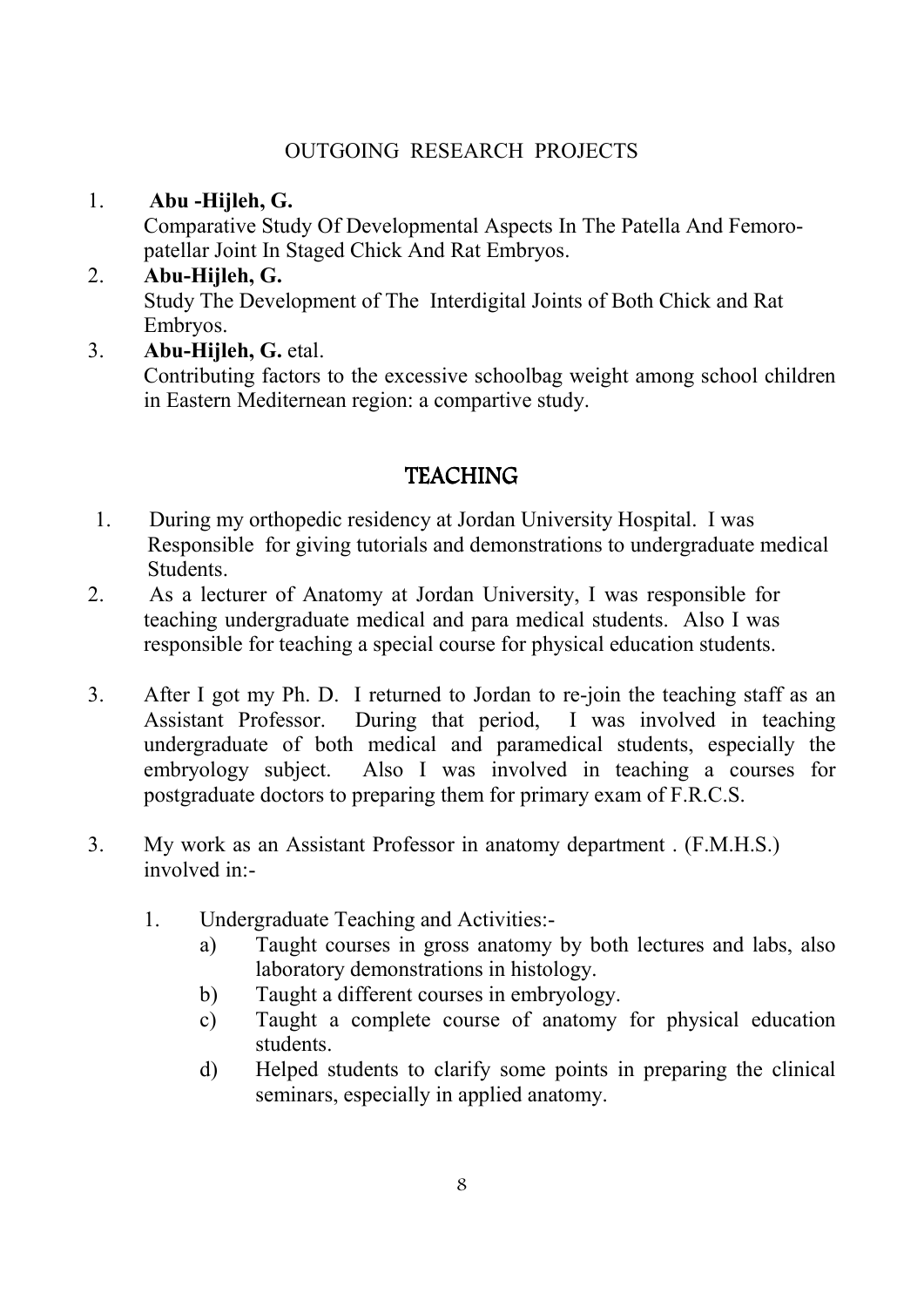## OUTGOING RESEARCH PROJECTS

1. **Abu -Hijleh, G.**
   Comparative Study Of Developmental Aspects In The Patella And Femoro-patellar Joint In Staged Chick And Rat Embryos.
2. **Abu-Hijleh, G.**
   Study The Development of The Interdigital Joints of Both Chick and Rat Embryos.
3. **Abu-Hijleh, G.** etal.
   Contributing factors to the excessive schoolbag weight among school children in Eastern Mediternean region: a compartive study.

## TEACHING

1. During my orthopedic residency at Jordan University Hospital. I was Responsible for giving tutorials and demonstrations to undergraduate medical Students.
2. As a lecturer of Anatomy at Jordan University, I was responsible for teaching undergraduate medical and para medical students. Also I was responsible for teaching a special course for physical education students.
3. After I got my Ph. D. I returned to Jordan to re-join the teaching staff as an Assistant Professor. During that period, I was involved in teaching undergraduate of both medical and paramedical students, especially the embryology subject. Also I was involved in teaching a courses for postgraduate doctors to preparing them for primary exam of F.R.C.S.
3. My work as an Assistant Professor in anatomy department . (F.M.H.S.) involved in:-
   1. Undergraduate Teaching and Activities:-
      a) Taught courses in gross anatomy by both lectures and labs, also laboratory demonstrations in histology.
      b) Taught a different courses in embryology.
      c) Taught a complete course of anatomy for physical education students.
      d) Helped students to clarify some points in preparing the clinical seminars, especially in applied anatomy.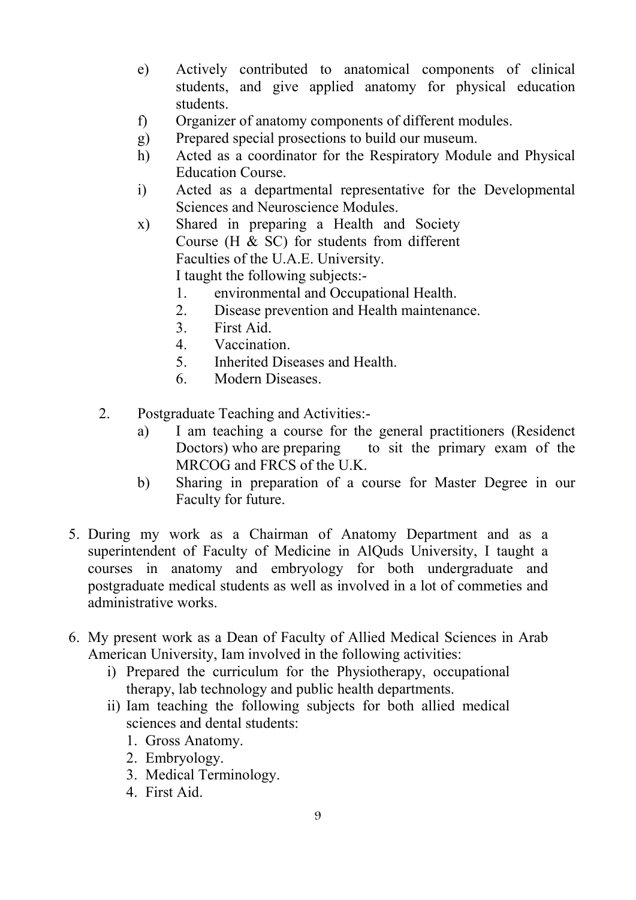e) Actively contributed to anatomical components of clinical students, and give applied anatomy for physical education students.

f) Organizer of anatomy components of different modules.

g) Prepared special prosections to build our museum.

h) Acted as a coordinator for the Respiratory Module and Physical Education Course.

i) Acted as a departmental representative for the Developmental Sciences and Neuroscience Modules.

x) Shared in preparing a Health and Society Course (H & SC) for students from different Faculties of the U.A.E. University.
   I taught the following subjects:-
   1. environmental and Occupational Health.
   2. Disease prevention and Health maintenance.
   3. First Aid.
   4. Vaccination.
   5. Inherited Diseases and Health.
   6. Modern Diseases.

2. Postgraduate Teaching and Activities:-
   a) I am teaching a course for the general practitioners (Residenct Doctors) who are preparing to sit the primary exam of the MRCOG and FRCS of the U.K.
   b) Sharing in preparation of a course for Master Degree in our Faculty for future.

5. During my work as a Chairman of Anatomy Department and as a superintendent of Faculty of Medicine in AlQuds University, I taught a courses in anatomy and embryology for both undergraduate and postgraduate medical students as well as involved in a lot of commeties and administrative works.

6. My present work as a Dean of Faculty of Allied Medical Sciences in Arab American University, Iam involved in the following activities:
   i) Prepared the curriculum for the Physiotherapy, occupational therapy, lab technology and public health departments.
   ii) Iam teaching the following subjects for both allied medical sciences and dental students:
      1. Gross Anatomy.
      2. Embryology.
      3. Medical Terminology.
      4. First Aid.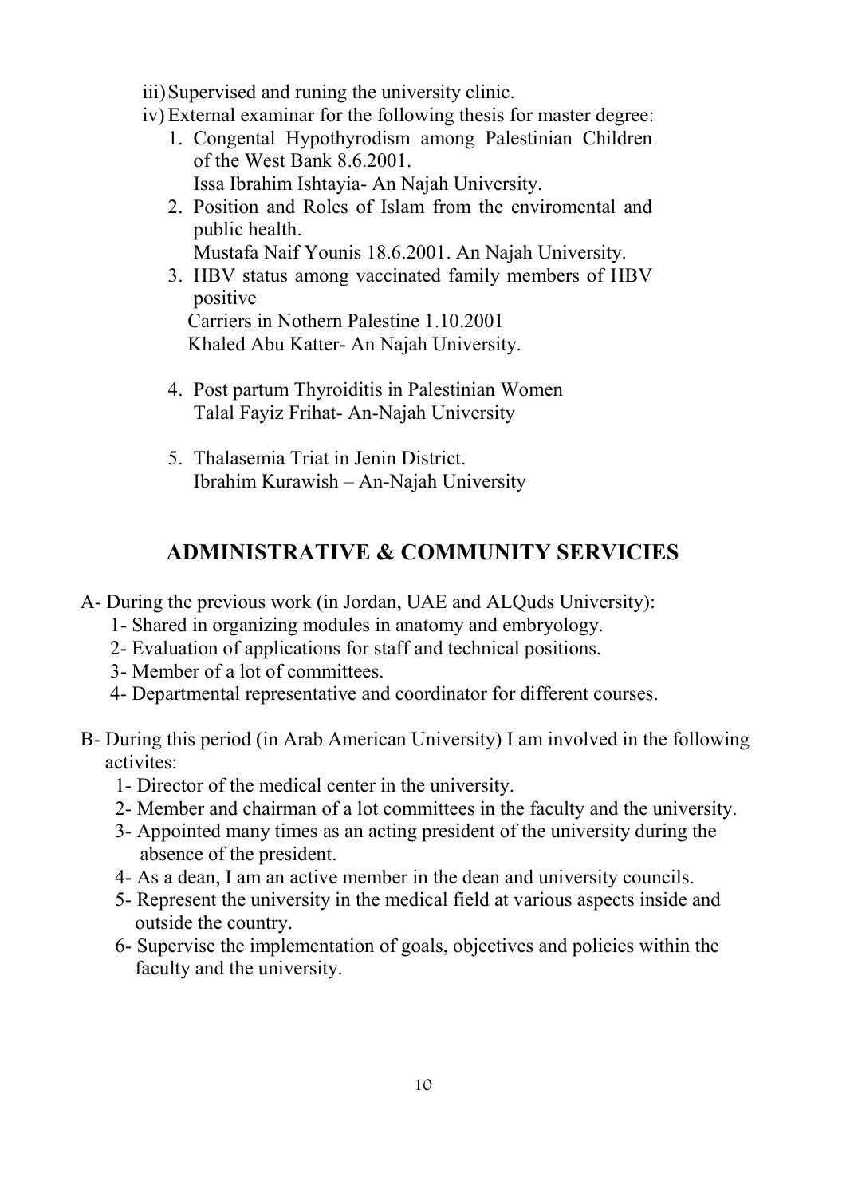iii) Supervised and runing the university clinic.

iv) External examinar for the following thesis for master degree:

1. Congental Hypothyrodism among Palestinian Children of the West Bank 8.6.2001.
   Issa Ibrahim Ishtayia- An Najah University.
2. Position and Roles of Islam from the enviromental and public health.
   Mustafa Naif Younis 18.6.2001. An Najah University.
3. HBV status among vaccinated family members of HBV positive
   Carriers in Nothern Palestine 1.10.2001
   Khaled Abu Katter- An Najah University.
4. Post partum Thyroiditis in Palestinian Women
   Talal Fayiz Frihat- An-Najah University
5. Thalasemia Triat in Jenin District.
   Ibrahim Kurawish – An-Najah University

## ADMINISTRATIVE & COMMUNITY SERVICIES

A- During the previous work (in Jordan, UAE and ALQuds University):

1- Shared in organizing modules in anatomy and embryology.
2- Evaluation of applications for staff and technical positions.
3- Member of a lot of committees.
4- Departmental representative and coordinator for different courses.

B- During this period (in Arab American University) I am involved in the following activites:

1- Director of the medical center in the university.
2- Member and chairman of a lot committees in the faculty and the university.
3- Appointed many times as an acting president of the university during the absence of the president.
4- As a dean, I am an active member in the dean and university councils.
5- Represent the university in the medical field at various aspects inside and outside the country.
6- Supervise the implementation of goals, objectives and policies within the faculty and the university.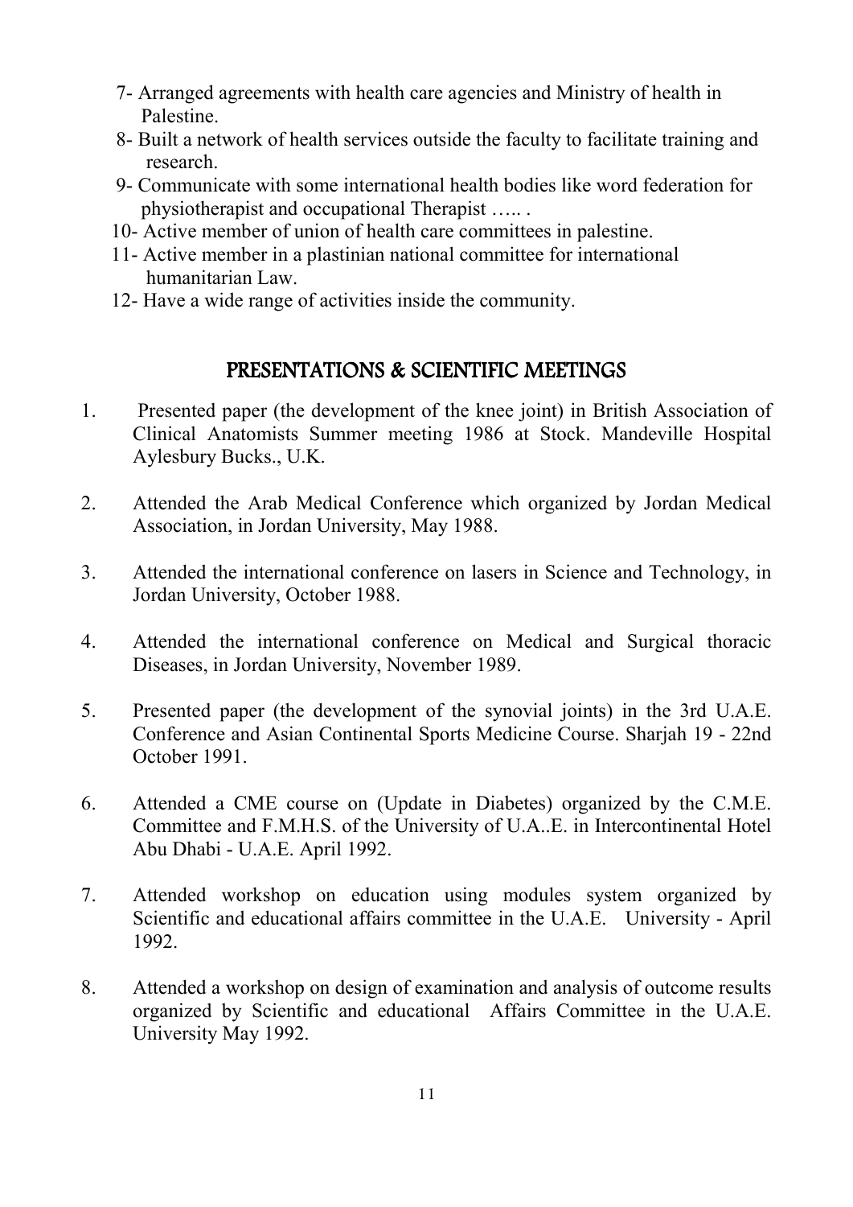7- Arranged agreements with health care agencies and Ministry of health in Palestine.
8- Built a network of health services outside the faculty to facilitate training and research.
9- Communicate with some international health bodies like word federation for physiotherapist and occupational Therapist ….. .
10- Active member of union of health care committees in palestine.
11- Active member in a plastinian national committee for international humanitarian Law.
12- Have a wide range of activities inside the community.

## PRESENTATIONS & SCIENTIFIC MEETINGS

1. Presented paper (the development of the knee joint) in British Association of Clinical Anatomists Summer meeting 1986 at Stock. Mandeville Hospital Aylesbury Bucks., U.K.

2. Attended the Arab Medical Conference which organized by Jordan Medical Association, in Jordan University, May 1988.

3. Attended the international conference on lasers in Science and Technology, in Jordan University, October 1988.

4. Attended the international conference on Medical and Surgical thoracic Diseases, in Jordan University, November 1989.

5. Presented paper (the development of the synovial joints) in the 3rd U.A.E. Conference and Asian Continental Sports Medicine Course. Sharjah 19 - 22nd October 1991.

6. Attended a CME course on (Update in Diabetes) organized by the C.M.E. Committee and F.M.H.S. of the University of U.A..E. in Intercontinental Hotel Abu Dhabi - U.A.E. April 1992.

7. Attended workshop on education using modules system organized by Scientific and educational affairs committee in the U.A.E. University - April 1992.

8. Attended a workshop on design of examination and analysis of outcome results organized by Scientific and educational Affairs Committee in the U.A.E. University May 1992.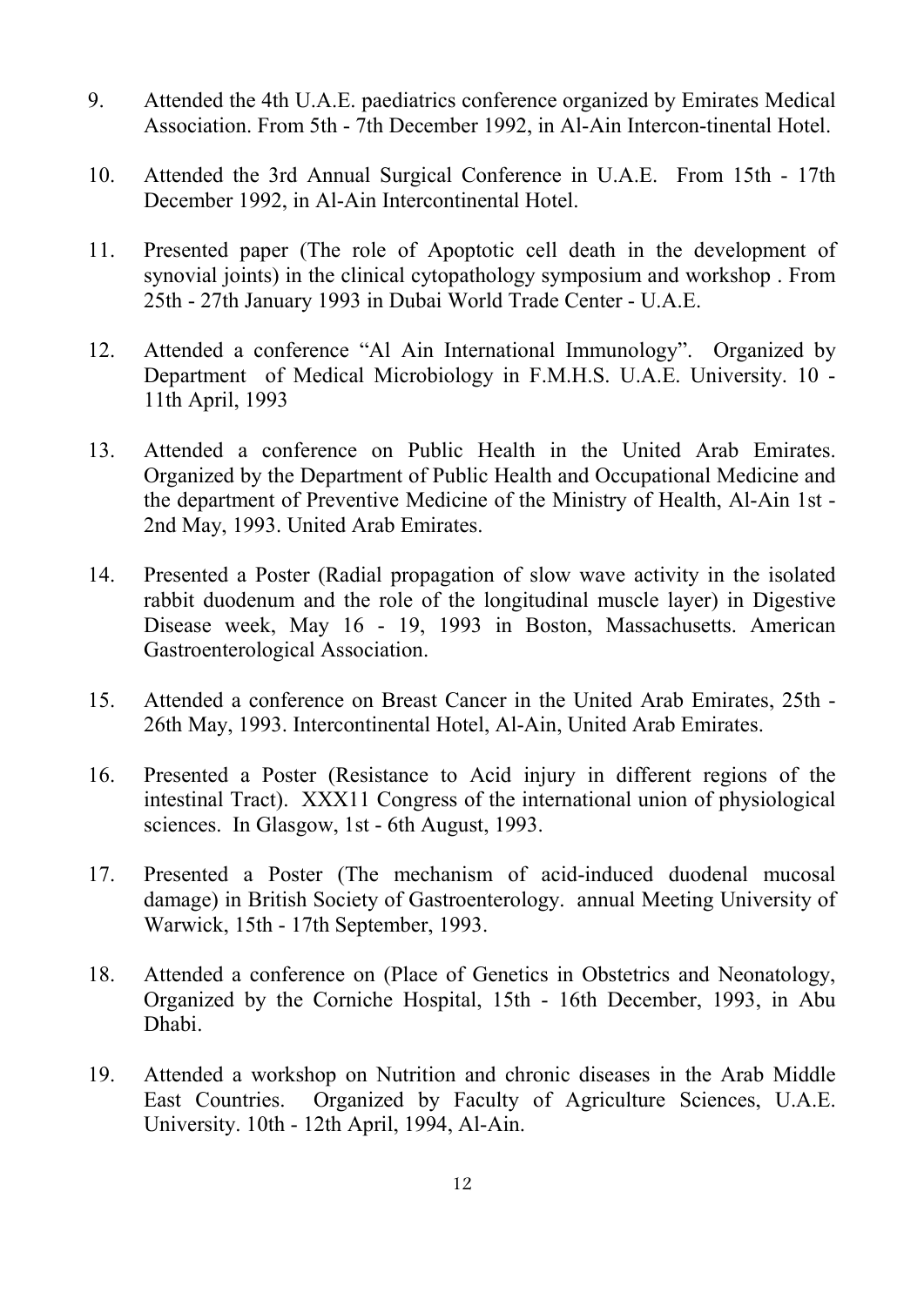9. Attended the 4th U.A.E. paediatrics conference organized by Emirates Medical Association. From 5th - 7th December 1992, in Al-Ain Intercon-tinental Hotel.

10. Attended the 3rd Annual Surgical Conference in U.A.E. From 15th - 17th December 1992, in Al-Ain Intercontinental Hotel.

11. Presented paper (The role of Apoptotic cell death in the development of synovial joints) in the clinical cytopathology symposium and workshop . From 25th - 27th January 1993 in Dubai World Trade Center - U.A.E.

12. Attended a conference "Al Ain International Immunology". Organized by Department of Medical Microbiology in F.M.H.S. U.A.E. University. 10 - 11th April, 1993

13. Attended a conference on Public Health in the United Arab Emirates. Organized by the Department of Public Health and Occupational Medicine and the department of Preventive Medicine of the Ministry of Health, Al-Ain 1st - 2nd May, 1993. United Arab Emirates.

14. Presented a Poster (Radial propagation of slow wave activity in the isolated rabbit duodenum and the role of the longitudinal muscle layer) in Digestive Disease week, May 16 - 19, 1993 in Boston, Massachusetts. American Gastroenterological Association.

15. Attended a conference on Breast Cancer in the United Arab Emirates, 25th - 26th May, 1993. Intercontinental Hotel, Al-Ain, United Arab Emirates.

16. Presented a Poster (Resistance to Acid injury in different regions of the intestinal Tract). XXX11 Congress of the international union of physiological sciences. In Glasgow, 1st - 6th August, 1993.

17. Presented a Poster (The mechanism of acid-induced duodenal mucosal damage) in British Society of Gastroenterology. annual Meeting University of Warwick, 15th - 17th September, 1993.

18. Attended a conference on (Place of Genetics in Obstetrics and Neonatology, Organized by the Corniche Hospital, 15th - 16th December, 1993, in Abu Dhabi.

19. Attended a workshop on Nutrition and chronic diseases in the Arab Middle East Countries. Organized by Faculty of Agriculture Sciences, U.A.E. University. 10th - 12th April, 1994, Al-Ain.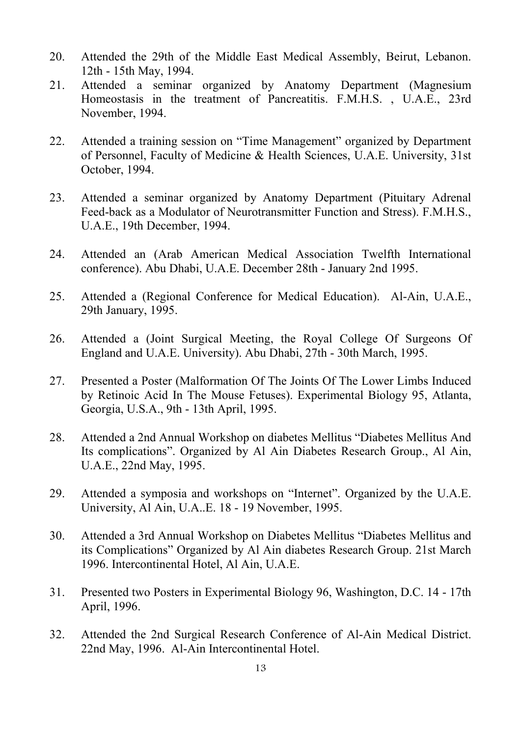20. Attended the 29th of the Middle East Medical Assembly, Beirut, Lebanon. 12th - 15th May, 1994.
21. Attended a seminar organized by Anatomy Department (Magnesium Homeostasis in the treatment of Pancreatitis. F.M.H.S. , U.A.E., 23rd November, 1994.
22. Attended a training session on "Time Management" organized by Department of Personnel, Faculty of Medicine & Health Sciences, U.A.E. University, 31st October, 1994.
23. Attended a seminar organized by Anatomy Department (Pituitary Adrenal Feed-back as a Modulator of Neurotransmitter Function and Stress). F.M.H.S., U.A.E., 19th December, 1994.
24. Attended an (Arab American Medical Association Twelfth International conference). Abu Dhabi, U.A.E. December 28th - January 2nd 1995.
25. Attended a (Regional Conference for Medical Education). Al-Ain, U.A.E., 29th January, 1995.
26. Attended a (Joint Surgical Meeting, the Royal College Of Surgeons Of England and U.A.E. University). Abu Dhabi, 27th - 30th March, 1995.
27. Presented a Poster (Malformation Of The Joints Of The Lower Limbs Induced by Retinoic Acid In The Mouse Fetuses). Experimental Biology 95, Atlanta, Georgia, U.S.A., 9th - 13th April, 1995.
28. Attended a 2nd Annual Workshop on diabetes Mellitus "Diabetes Mellitus And Its complications". Organized by Al Ain Diabetes Research Group., Al Ain, U.A.E., 22nd May, 1995.
29. Attended a symposia and workshops on "Internet". Organized by the U.A.E. University, Al Ain, U.A..E. 18 - 19 November, 1995.
30. Attended a 3rd Annual Workshop on Diabetes Mellitus "Diabetes Mellitus and its Complications" Organized by Al Ain diabetes Research Group. 21st March 1996. Intercontinental Hotel, Al Ain, U.A.E.
31. Presented two Posters in Experimental Biology 96, Washington, D.C. 14 - 17th April, 1996.
32. Attended the 2nd Surgical Research Conference of Al-Ain Medical District. 22nd May, 1996. Al-Ain Intercontinental Hotel.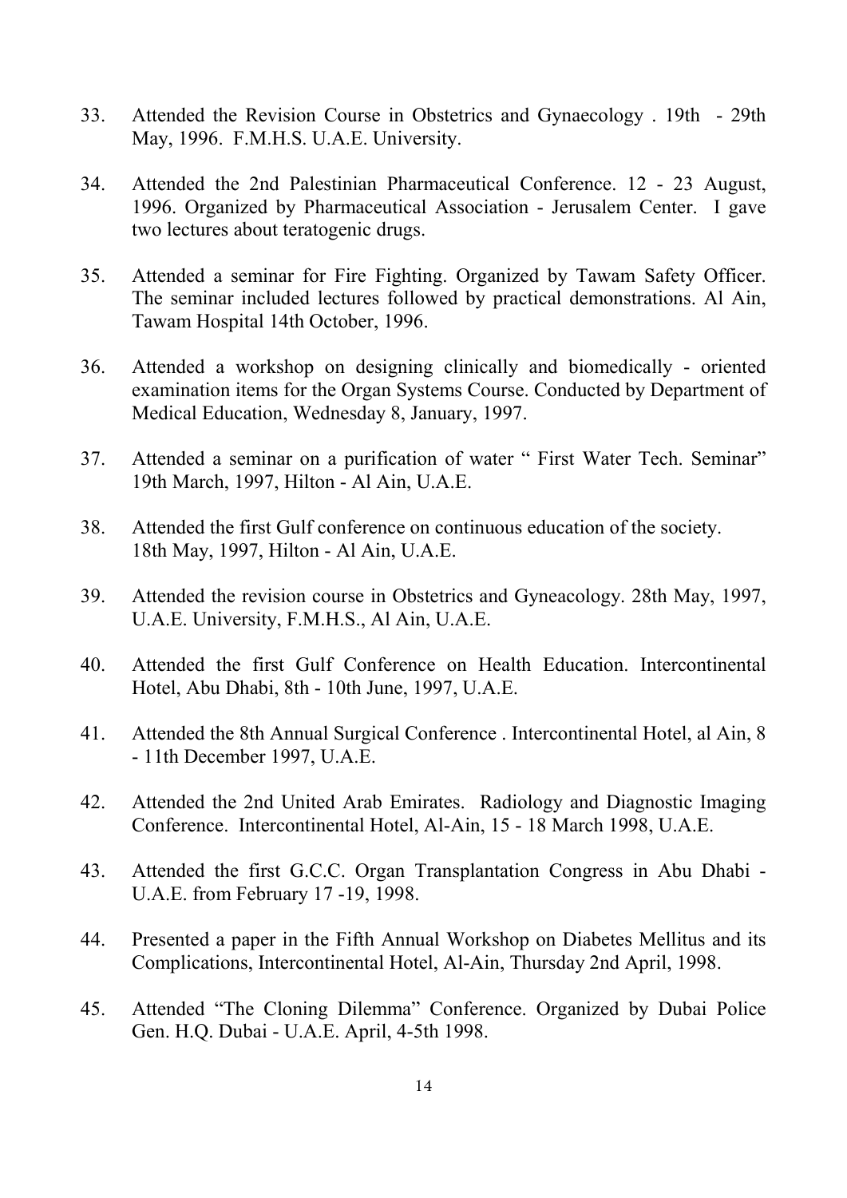33. Attended the Revision Course in Obstetrics and Gynaecology . 19th - 29th May, 1996. F.M.H.S. U.A.E. University.

34. Attended the 2nd Palestinian Pharmaceutical Conference. 12 - 23 August, 1996. Organized by Pharmaceutical Association - Jerusalem Center. I gave two lectures about teratogenic drugs.

35. Attended a seminar for Fire Fighting. Organized by Tawam Safety Officer. The seminar included lectures followed by practical demonstrations. Al Ain, Tawam Hospital 14th October, 1996.

36. Attended a workshop on designing clinically and biomedically - oriented examination items for the Organ Systems Course. Conducted by Department of Medical Education, Wednesday 8, January, 1997.

37. Attended a seminar on a purification of water " First Water Tech. Seminar" 19th March, 1997, Hilton - Al Ain, U.A.E.

38. Attended the first Gulf conference on continuous education of the society. 18th May, 1997, Hilton - Al Ain, U.A.E.

39. Attended the revision course in Obstetrics and Gyneacology. 28th May, 1997, U.A.E. University, F.M.H.S., Al Ain, U.A.E.

40. Attended the first Gulf Conference on Health Education. Intercontinental Hotel, Abu Dhabi, 8th - 10th June, 1997, U.A.E.

41. Attended the 8th Annual Surgical Conference . Intercontinental Hotel, al Ain, 8 - 11th December 1997, U.A.E.

42. Attended the 2nd United Arab Emirates. Radiology and Diagnostic Imaging Conference. Intercontinental Hotel, Al-Ain, 15 - 18 March 1998, U.A.E.

43. Attended the first G.C.C. Organ Transplantation Congress in Abu Dhabi - U.A.E. from February 17 -19, 1998.

44. Presented a paper in the Fifth Annual Workshop on Diabetes Mellitus and its Complications, Intercontinental Hotel, Al-Ain, Thursday 2nd April, 1998.

45. Attended "The Cloning Dilemma" Conference. Organized by Dubai Police Gen. H.Q. Dubai - U.A.E. April, 4-5th 1998.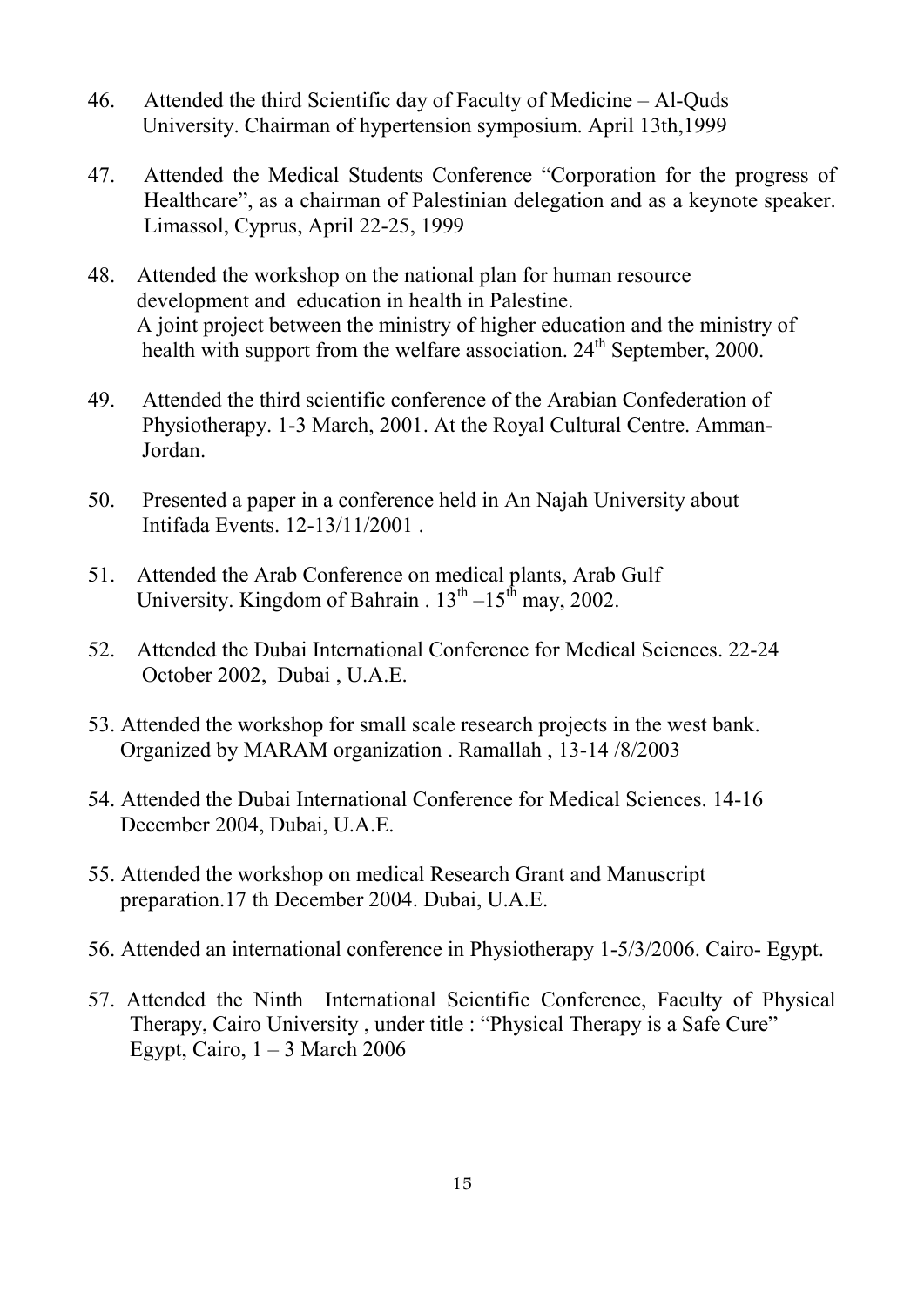46. Attended the third Scientific day of Faculty of Medicine – Al-Quds University. Chairman of hypertension symposium. April 13th,1999

47. Attended the Medical Students Conference "Corporation for the progress of Healthcare", as a chairman of Palestinian delegation and as a keynote speaker. Limassol, Cyprus, April 22-25, 1999

48. Attended the workshop on the national plan for human resource development and education in health in Palestine. A joint project between the ministry of higher education and the ministry of health with support from the welfare association. 24th September, 2000.

49. Attended the third scientific conference of the Arabian Confederation of Physiotherapy. 1-3 March, 2001. At the Royal Cultural Centre. Amman-Jordan.

50. Presented a paper in a conference held in An Najah University about Intifada Events. 12-13/11/2001 .

51. Attended the Arab Conference on medical plants, Arab Gulf University. Kingdom of Bahrain . 13th –15th may, 2002.

52. Attended the Dubai International Conference for Medical Sciences. 22-24 October 2002, Dubai , U.A.E.

53. Attended the workshop for small scale research projects in the west bank. Organized by MARAM organization . Ramallah , 13-14 /8/2003

54. Attended the Dubai International Conference for Medical Sciences. 14-16 December 2004, Dubai, U.A.E.

55. Attended the workshop on medical Research Grant and Manuscript preparation.17 th December 2004. Dubai, U.A.E.

56. Attended an international conference in Physiotherapy 1-5/3/2006. Cairo- Egypt.

57. Attended the Ninth International Scientific Conference, Faculty of Physical Therapy, Cairo University , under title : "Physical Therapy is a Safe Cure" Egypt, Cairo, 1 – 3 March 2006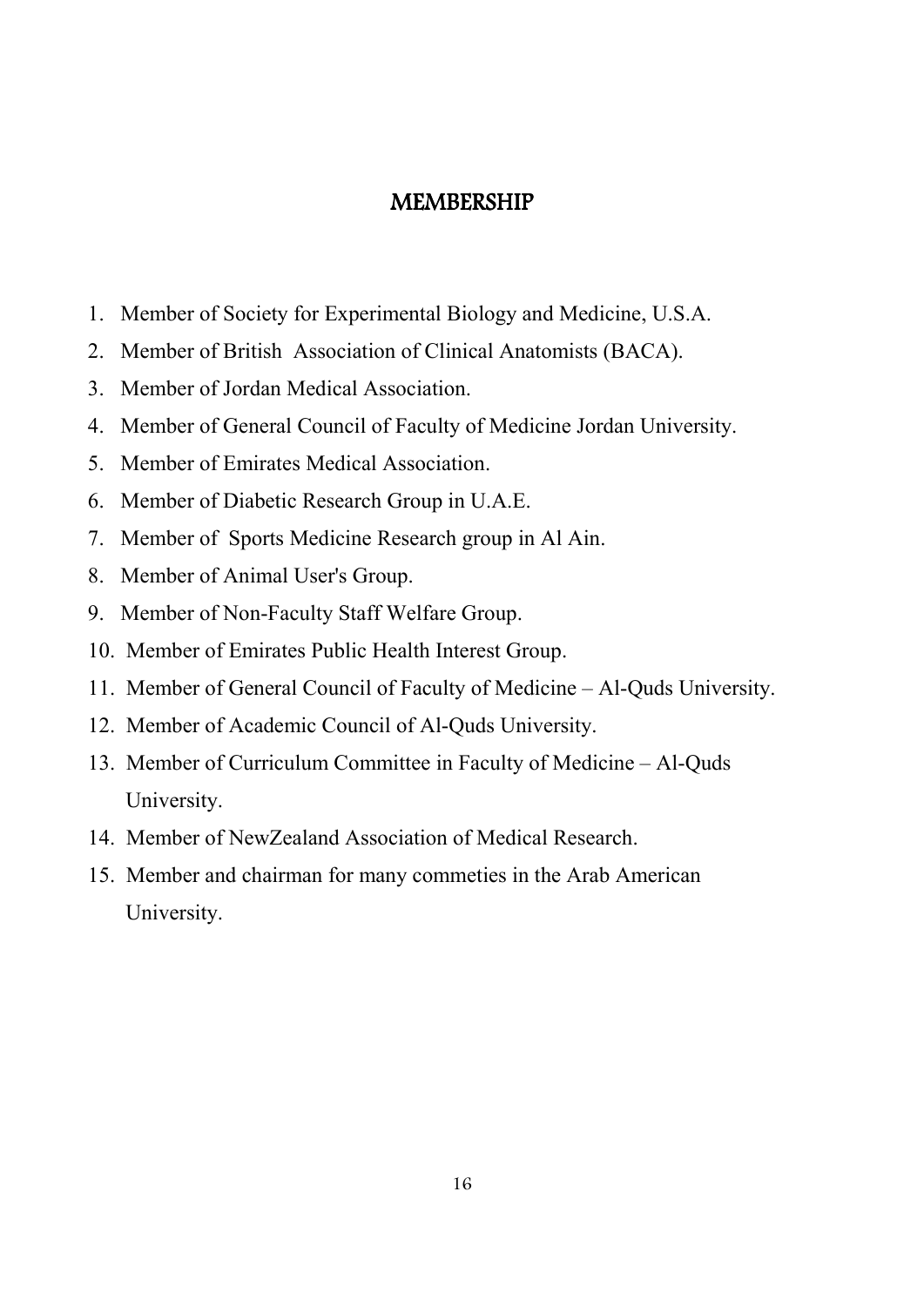# MEMBERSHIP

1. Member of Society for Experimental Biology and Medicine, U.S.A.
2. Member of British Association of Clinical Anatomists (BACA).
3. Member of Jordan Medical Association.
4. Member of General Council of Faculty of Medicine Jordan University.
5. Member of Emirates Medical Association.
6. Member of Diabetic Research Group in U.A.E.
7. Member of Sports Medicine Research group in Al Ain.
8. Member of Animal User's Group.
9. Member of Non-Faculty Staff Welfare Group.
10. Member of Emirates Public Health Interest Group.
11. Member of General Council of Faculty of Medicine – Al-Quds University.
12. Member of Academic Council of Al-Quds University.
13. Member of Curriculum Committee in Faculty of Medicine – Al-Quds University.
14. Member of NewZealand Association of Medical Research.
15. Member and chairman for many commeties in the Arab American University.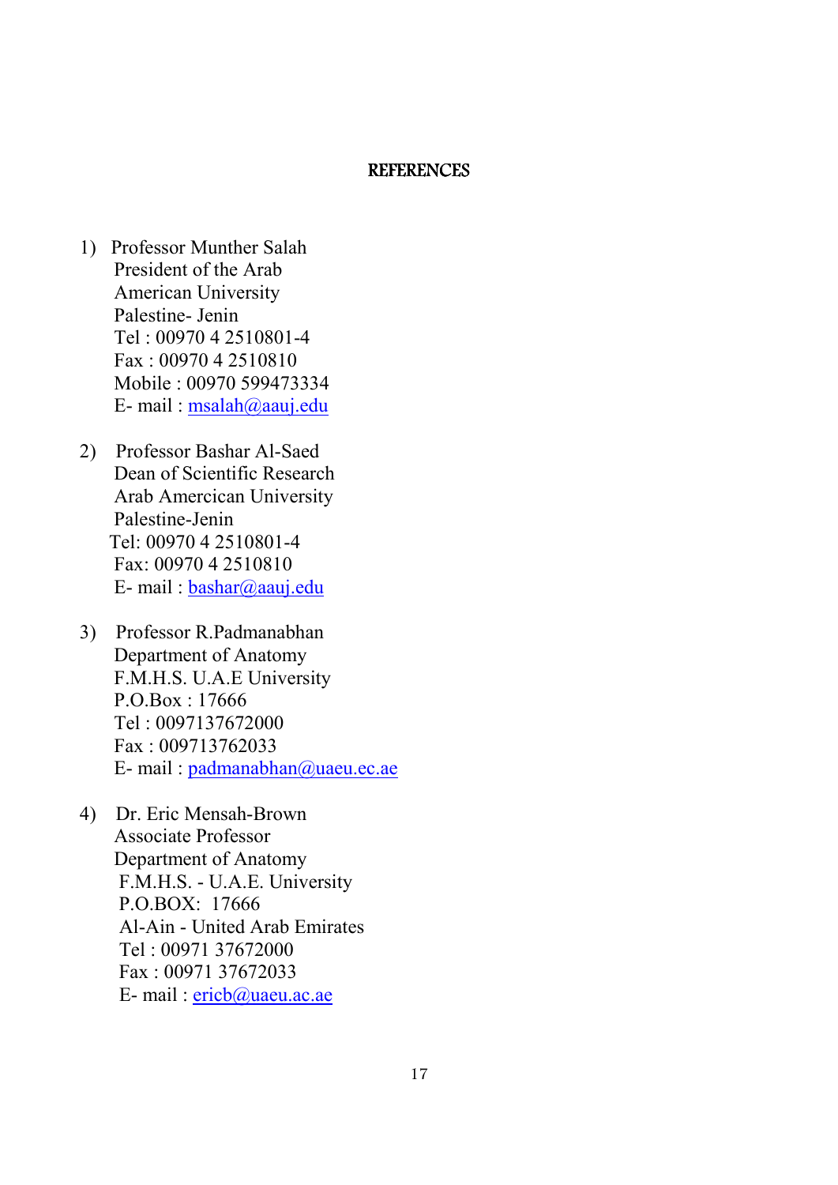# REFERENCES

1) Professor Munther Salah
   President of the Arab
   American University
   Palestine- Jenin
   Tel : 00970 4 2510801-4
   Fax : 00970 4 2510810
   Mobile : 00970 599473334
   E- mail : msalah@aauj.edu

2) Professor Bashar Al-Saed
   Dean of Scientific Research
   Arab Amercican University
   Palestine-Jenin
   Tel: 00970 4 2510801-4
   Fax: 00970 4 2510810
   E- mail : bashar@aauj.edu

3) Professor R.Padmanabhan
   Department of Anatomy
   F.M.H.S. U.A.E University
   P.O.Box : 17666
   Tel : 0097137672000
   Fax : 009713762033
   E- mail : padmanabhan@uaeu.ec.ae

4) Dr. Eric Mensah-Brown
   Associate Professor
   Department of Anatomy
   F.M.H.S. - U.A.E. University
   P.O.BOX: 17666
   Al-Ain - United Arab Emirates
   Tel : 00971 37672000
   Fax : 00971 37672033
   E- mail : ericb@uaeu.ac.ae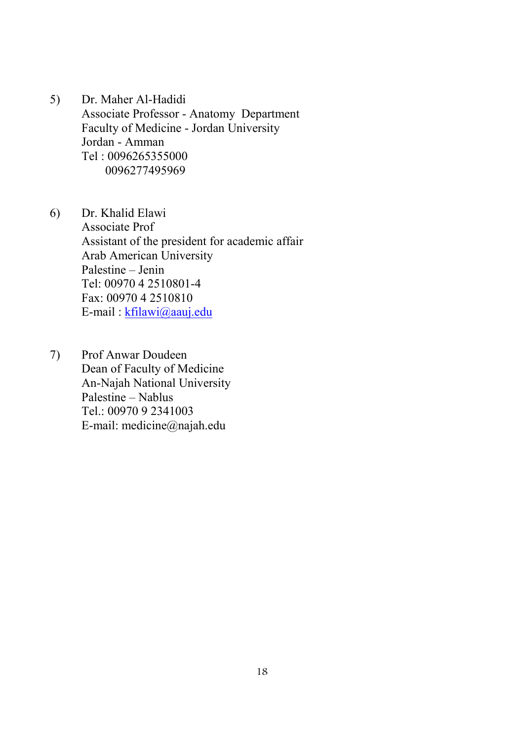5) Dr. Maher Al-Hadidi
   Associate Professor - Anatomy Department
   Faculty of Medicine - Jordan University
   Jordan - Amman
   Tel : 0096265355000
   0096277495969

6) Dr. Khalid Elawi
   Associate Prof
   Assistant of the president for academic affair
   Arab American University
   Palestine – Jenin
   Tel: 00970 4 2510801-4
   Fax: 00970 4 2510810
   E-mail : kfilawi@aauj.edu

7) Prof Anwar Doudeen
   Dean of Faculty of Medicine
   An-Najah National University
   Palestine – Nablus
   Tel.: 00970 9 2341003
   E-mail: medicine@najah.edu